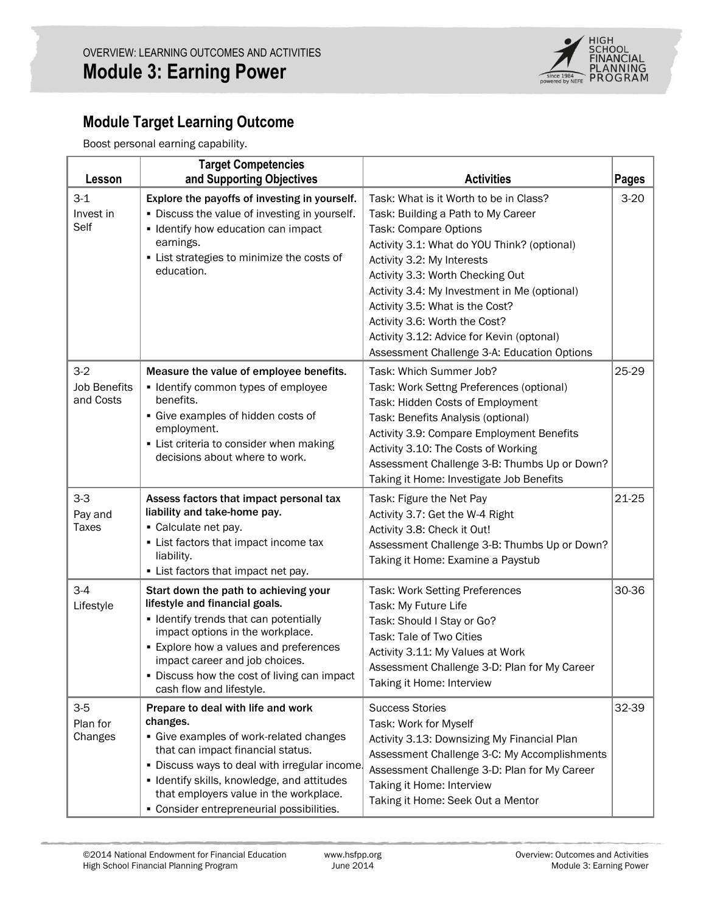OVERVIEW: LEARNING OUTCOMES AND ACTIVITIES

# Module 3: Earning Power

## Module Target Learning Outcome

Boost personal earning capability.

| Lesson | Target Competencies and Supporting Objectives | Activities | Pages |
|---|---|---|---|
| 3-1<br>Invest in Self | **Explore the payoffs of investing in yourself.**<br>▪ Discuss the value of investing in yourself.<br>▪ Identify how education can impact earnings.<br>▪ List strategies to minimize the costs of education. | Task: What is it Worth to be in Class?<br>Task: Building a Path to My Career<br>Task: Compare Options<br>Activity 3.1: What do YOU Think? (optional)<br>Activity 3.2: My Interests<br>Activity 3.3: Worth Checking Out<br>Activity 3.4: My Investment in Me (optional)<br>Activity 3.5: What is the Cost?<br>Activity 3.6: Worth the Cost?<br>Activity 3.12: Advice for Kevin (optonal)<br>Assessment Challenge 3-A: Education Options | 3-20 |
| 3-2<br>Job Benefits and Costs | **Measure the value of employee benefits.**<br>▪ Identify common types of employee benefits.<br>▪ Give examples of hidden costs of employment.<br>▪ List criteria to consider when making decisions about where to work. | Task: Which Summer Job?<br>Task: Work Settng Preferences (optional)<br>Task: Hidden Costs of Employment<br>Task: Benefits Analysis (optional)<br>Activity 3.9: Compare Employment Benefits<br>Activity 3.10: The Costs of Working<br>Assessment Challenge 3-B: Thumbs Up or Down?<br>Taking it Home: Investigate Job Benefits | 25-29 |
| 3-3<br>Pay and Taxes | **Assess factors that impact personal tax liability and take-home pay.**<br>▪ Calculate net pay.<br>▪ List factors that impact income tax liability.<br>▪ List factors that impact net pay. | Task: Figure the Net Pay<br>Activity 3.7: Get the W-4 Right<br>Activity 3.8: Check it Out!<br>Assessment Challenge 3-B: Thumbs Up or Down?<br>Taking it Home: Examine a Paystub | 21-25 |
| 3-4<br>Lifestyle | **Start down the path to achieving your lifestyle and financial goals.**<br>▪ Identify trends that can potentially impact options in the workplace.<br>▪ Explore how a values and preferences impact career and job choices.<br>▪ Discuss how the cost of living can impact cash flow and lifestyle. | Task: Work Setting Preferences<br>Task: My Future Life<br>Task: Should I Stay or Go?<br>Task: Tale of Two Cities<br>Activity 3.11: My Values at Work<br>Assessment Challenge 3-D: Plan for My Career<br>Taking it Home: Interview | 30-36 |
| 3-5<br>Plan for Changes | **Prepare to deal with life and work changes.**<br>▪ Give examples of work-related changes that can impact financial status.<br>▪ Discuss ways to deal with irregular income.<br>▪ Identify skills, knowledge, and attitudes that employers value in the workplace.<br>▪ Consider entrepreneurial possibilities. | Success Stories<br>Task: Work for Myself<br>Activity 3.13: Downsizing My Financial Plan<br>Assessment Challenge 3-C: My Accomplishments<br>Assessment Challenge 3-D: Plan for My Career<br>Taking it Home: Interview<br>Taking it Home: Seek Out a Mentor | 32-39 |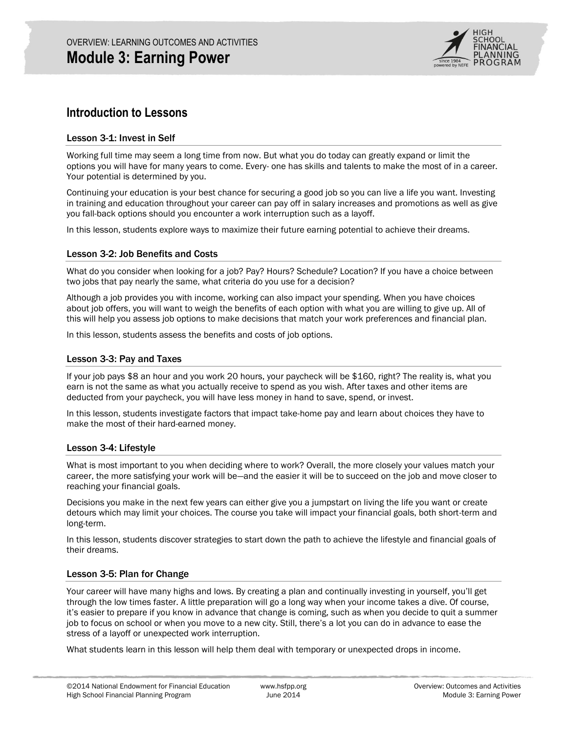OVERVIEW: LEARNING OUTCOMES AND ACTIVITIES

# Module 3: Earning Power

## Introduction to Lessons

### Lesson 3-1: Invest in Self

Working full time may seem a long time from now. But what you do today can greatly expand or limit the options you will have for many years to come. Every- one has skills and talents to make the most of in a career. Your potential is determined by you.

Continuing your education is your best chance for securing a good job so you can live a life you want. Investing in training and education throughout your career can pay off in salary increases and promotions as well as give you fall-back options should you encounter a work interruption such as a layoff.

In this lesson, students explore ways to maximize their future earning potential to achieve their dreams.

### Lesson 3-2: Job Benefits and Costs

What do you consider when looking for a job? Pay? Hours? Schedule? Location? If you have a choice between two jobs that pay nearly the same, what criteria do you use for a decision?

Although a job provides you with income, working can also impact your spending. When you have choices about job offers, you will want to weigh the benefits of each option with what you are willing to give up. All of this will help you assess job options to make decisions that match your work preferences and financial plan.

In this lesson, students assess the benefits and costs of job options.

### Lesson 3-3: Pay and Taxes

If your job pays $8 an hour and you work 20 hours, your paycheck will be $160, right? The reality is, what you earn is not the same as what you actually receive to spend as you wish. After taxes and other items are deducted from your paycheck, you will have less money in hand to save, spend, or invest.

In this lesson, students investigate factors that impact take-home pay and learn about choices they have to make the most of their hard-earned money.

### Lesson 3-4: Lifestyle

What is most important to you when deciding where to work? Overall, the more closely your values match your career, the more satisfying your work will be—and the easier it will be to succeed on the job and move closer to reaching your financial goals.

Decisions you make in the next few years can either give you a jumpstart on living the life you want or create detours which may limit your choices. The course you take will impact your financial goals, both short-term and long-term.

In this lesson, students discover strategies to start down the path to achieve the lifestyle and financial goals of their dreams.

### Lesson 3-5: Plan for Change

Your career will have many highs and lows. By creating a plan and continually investing in yourself, you'll get through the low times faster. A little preparation will go a long way when your income takes a dive. Of course, it's easier to prepare if you know in advance that change is coming, such as when you decide to quit a summer job to focus on school or when you move to a new city. Still, there's a lot you can do in advance to ease the stress of a layoff or unexpected work interruption.

What students learn in this lesson will help them deal with temporary or unexpected drops in income.